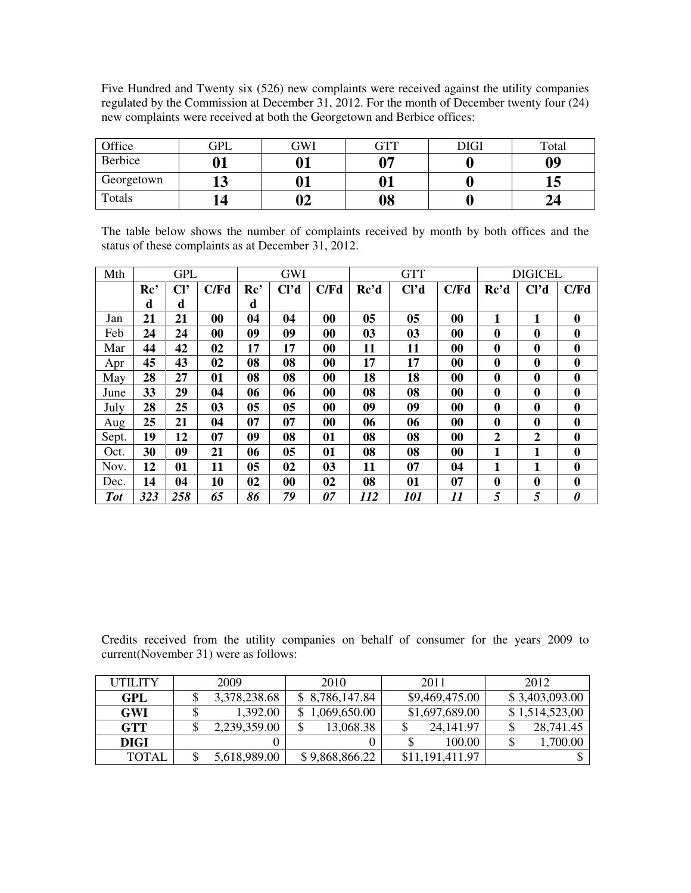Five Hundred and Twenty six (526) new complaints were received against the utility companies regulated by the Commission at December 31, 2012. For the month of December twenty four (24) new complaints were received at both the Georgetown and Berbice offices:

| Office | GPL | GWI | GTT | DIGI | Total |
|---|---|---|---|---|---|
| Berbice | **01** | **01** | **07** | **0** | **09** |
| Georgetown | **13** | **01** | **01** | **0** | **15** |
| Totals | **14** | **02** | **08** | **0** | **24** |

The table below shows the number of complaints received by month by both offices and the status of these complaints as at December 31, 2012.

| Mth | GPL | | | GWI | | | GTT | | | DIGICEL | | |
|---|---|---|---|---|---|---|---|---|---|---|---|---|
| | **Rc'd** | **Cl'd** | **C/Fd** | **Rc'd** | **Cl'd** | **C/Fd** | **Rc'd** | **Cl'd** | **C/Fd** | **Rc'd** | **Cl'd** | **C/Fd** |
| Jan | **21** | **21** | **00** | **04** | **04** | **00** | **05** | **05** | **00** | **1** | **1** | **0** |
| Feb | **24** | **24** | **00** | **09** | **09** | **00** | **03** | **03** | **00** | **0** | **0** | **0** |
| Mar | **44** | **42** | **02** | **17** | **17** | **00** | **11** | **11** | **00** | **0** | **0** | **0** |
| Apr | **45** | **43** | **02** | **08** | **08** | **00** | **17** | **17** | **00** | **0** | **0** | **0** |
| May | **28** | **27** | **01** | **08** | **08** | **00** | **18** | **18** | **00** | **0** | **0** | **0** |
| June | **33** | **29** | **04** | **06** | **06** | **00** | **08** | **08** | **00** | **0** | **0** | **0** |
| July | **28** | **25** | **03** | **05** | **05** | **00** | **09** | **09** | **00** | **0** | **0** | **0** |
| Aug | **25** | **21** | **04** | **07** | **07** | **00** | **06** | **06** | **00** | **0** | **0** | **0** |
| Sept. | **19** | **12** | **07** | **09** | **08** | **01** | **08** | **08** | **00** | **2** | **2** | **0** |
| Oct. | **30** | **09** | **21** | **06** | **05** | **01** | **08** | **08** | **00** | **1** | **1** | **0** |
| Nov. | **12** | **01** | **11** | **05** | **02** | **03** | **11** | **07** | **04** | **1** | **1** | **0** |
| Dec. | **14** | **04** | **10** | **02** | **00** | **02** | **08** | **01** | **07** | **0** | **0** | **0** |
| ***Tot*** | ***323*** | ***258*** | ***65*** | ***86*** | ***79*** | ***07*** | ***112*** | ***101*** | ***11*** | ***5*** | ***5*** | ***0*** |

Credits received from the utility companies on behalf of consumer for the years 2009 to current(November 31) were as follows:

| UTILITY | 2009 | 2010 | 2011 | 2012 |
|---|---|---|---|---|
| **GPL** | $ 3,378,238.68 | $ 8,786,147.84 | $9,469,475.00 | $ 3,403,093.00 |
| **GWI** | $ 1,392.00 | $ 1,069,650.00 | $1,697,689.00 | $ 1,514,523,00 |
| **GTT** | $ 2,239,359.00 | $ 13,068.38 | $ 24,141.97 | $ 28,741.45 |
| **DIGI** | 0 | 0 | $ 100.00 | $ 1,700.00 |
| TOTAL | $ 5,618,989.00 | $ 9,868,866.22 | $11,191,411.97 | $ |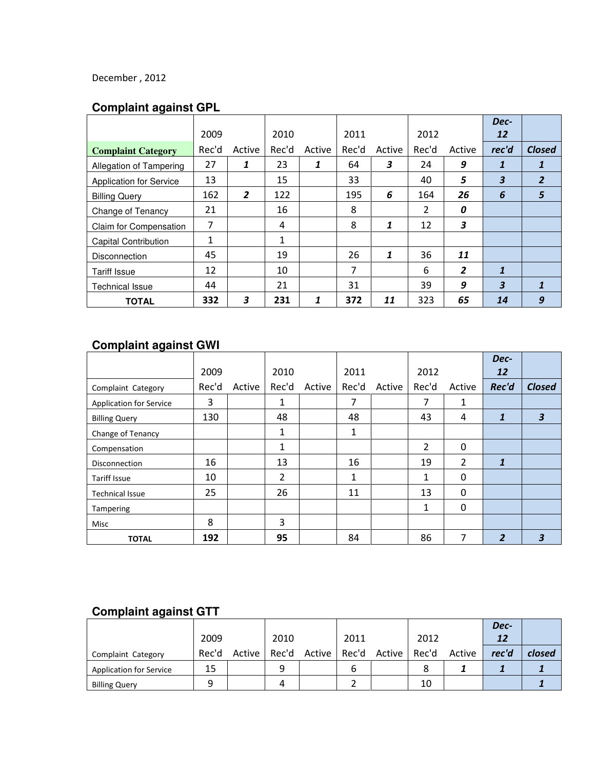December , 2012

## Complaint against GPL

| Complaint Category | 2009 | | 2010 | | 2011 | | 2012 | | Dec-12 | |
|---|---|---|---|---|---|---|---|---|---|---|
| | Rec'd | Active | Rec'd | Active | Rec'd | Active | Rec'd | Active | *rec'd* | *Closed* |
| Allegation of Tampering | 27 | ***1*** | 23 | ***1*** | 64 | ***3*** | 24 | ***9*** | ***1*** | ***1*** |
| Application for Service | 13 | | 15 | | 33 | | 40 | ***5*** | ***3*** | ***2*** |
| Billing Query | 162 | ***2*** | 122 | | 195 | ***6*** | 164 | ***26*** | ***6*** | ***5*** |
| Change of Tenancy | 21 | | 16 | | 8 | | 2 | ***0*** | | |
| Claim for Compensation | 7 | | 4 | | 8 | ***1*** | 12 | ***3*** | | |
| Capital Contribution | 1 | | 1 | | | | | | | |
| Disconnection | 45 | | 19 | | 26 | ***1*** | 36 | ***11*** | | |
| Tariff Issue | 12 | | 10 | | 7 | | 6 | ***2*** | ***1*** | |
| Technical Issue | 44 | | 21 | | 31 | | 39 | ***9*** | ***3*** | ***1*** |
| **TOTAL** | **332** | ***3*** | **231** | ***1*** | **372** | ***11*** | 323 | ***65*** | ***14*** | ***9*** |

## Complaint against GWI

| Complaint Category | 2009 | | 2010 | | 2011 | | 2012 | | Dec-12 | |
|---|---|---|---|---|---|---|---|---|---|---|
| | Rec'd | Active | Rec'd | Active | Rec'd | Active | Rec'd | Active | *Rec'd* | *Closed* |
| Application for Service | 3 | | 1 | | 7 | | 7 | 1 | | |
| Billing Query | 130 | | 48 | | 48 | | 43 | 4 | ***1*** | ***3*** |
| Change of Tenancy | | | 1 | | 1 | | | | | |
| Compensation | | | 1 | | | | 2 | 0 | | |
| Disconnection | 16 | | 13 | | 16 | | 19 | 2 | ***1*** | |
| Tariff Issue | 10 | | 2 | | 1 | | 1 | 0 | | |
| Technical Issue | 25 | | 26 | | 11 | | 13 | 0 | | |
| Tampering | | | | | | | 1 | 0 | | |
| Misc | 8 | | 3 | | | | | | | |
| **TOTAL** | **192** | | **95** | | 84 | | 86 | 7 | ***2*** | ***3*** |

## Complaint against GTT

| Complaint Category | 2009 | | 2010 | | 2011 | | 2012 | | Dec-12 | |
|---|---|---|---|---|---|---|---|---|---|---|
| | Rec'd | Active | Rec'd | Active | Rec'd | Active | Rec'd | Active | *rec'd* | *closed* |
| Application for Service | 15 | | 9 | | 6 | | 8 | ***1*** | ***1*** | ***1*** |
| Billing Query | 9 | | 4 | | 2 | | 10 | | | ***1*** |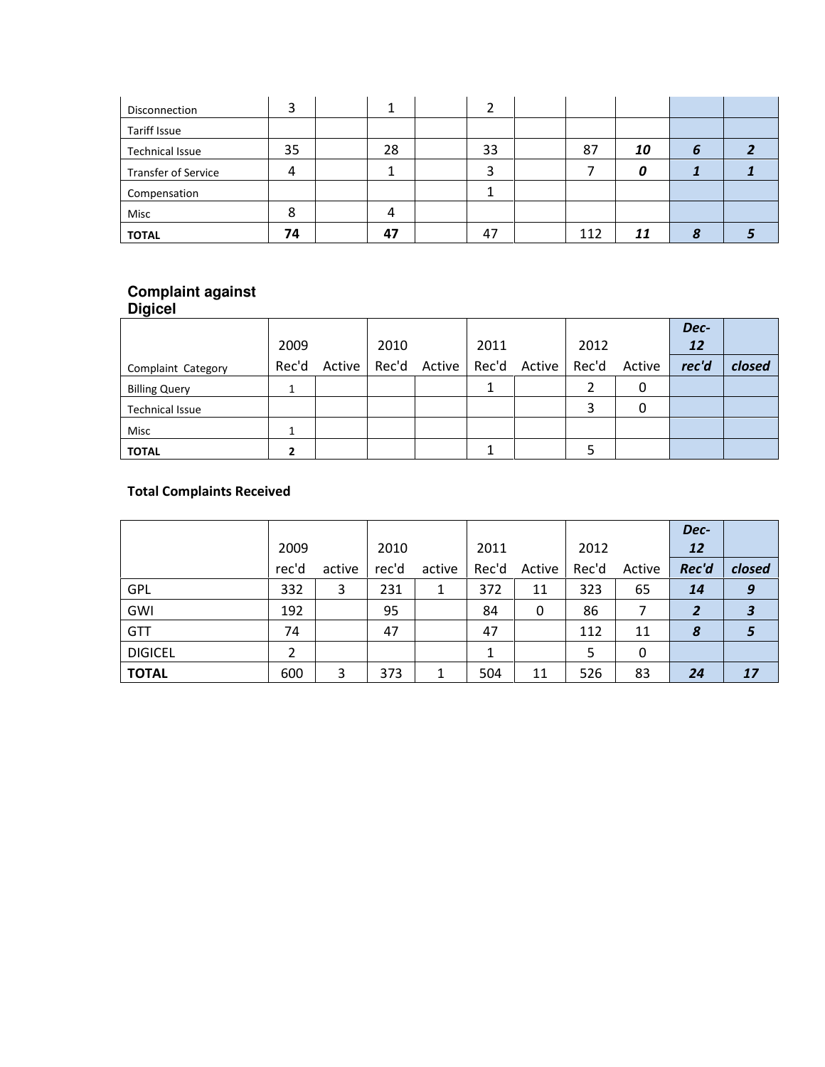| | | | | | | | | | | |
|---|---|---|---|---|---|---|---|---|---|---|
| Disconnection | 3 | | 1 | | 2 | | | | | |
| Tariff Issue | | | | | | | | | | |
| Technical Issue | 35 | | 28 | | 33 | | 87 | ***10*** | ***6*** | ***2*** |
| Transfer of Service | 4 | | 1 | | 3 | | 7 | ***0*** | ***1*** | ***1*** |
| Compensation | | | | | 1 | | | | | |
| Misc | 8 | | 4 | | | | | | | |
| **TOTAL** | **74** | | **47** | | 47 | | 112 | ***11*** | ***8*** | ***5*** |

**Complaint against Digicel**

| | 2009 | | 2010 | | 2011 | | 2012 | | ***Dec-12*** | |
|---|---|---|---|---|---|---|---|---|---|---|
| Complaint Category | Rec'd | Active | Rec'd | Active | Rec'd | Active | Rec'd | Active | ***rec'd*** | ***closed*** |
| Billing Query | 1 | | | | 1 | | 2 | 0 | | |
| Technical Issue | | | | | | | 3 | 0 | | |
| Misc | 1 | | | | | | | | | |
| **TOTAL** | **2** | | | | 1 | | 5 | | | |

**Total Complaints Received**

| | 2009 | | 2010 | | 2011 | | 2012 | | ***Dec-12*** | |
|---|---|---|---|---|---|---|---|---|---|---|
| | rec'd | active | rec'd | active | Rec'd | Active | Rec'd | Active | ***Rec'd*** | ***closed*** |
| GPL | 332 | 3 | 231 | 1 | 372 | 11 | 323 | 65 | ***14*** | ***9*** |
| GWI | 192 | | 95 | | 84 | 0 | 86 | 7 | ***2*** | ***3*** |
| GTT | 74 | | 47 | | 47 | | 112 | 11 | ***8*** | ***5*** |
| DIGICEL | 2 | | | | 1 | | 5 | 0 | | |
| **TOTAL** | 600 | 3 | 373 | 1 | 504 | 11 | 526 | 83 | ***24*** | ***17*** |